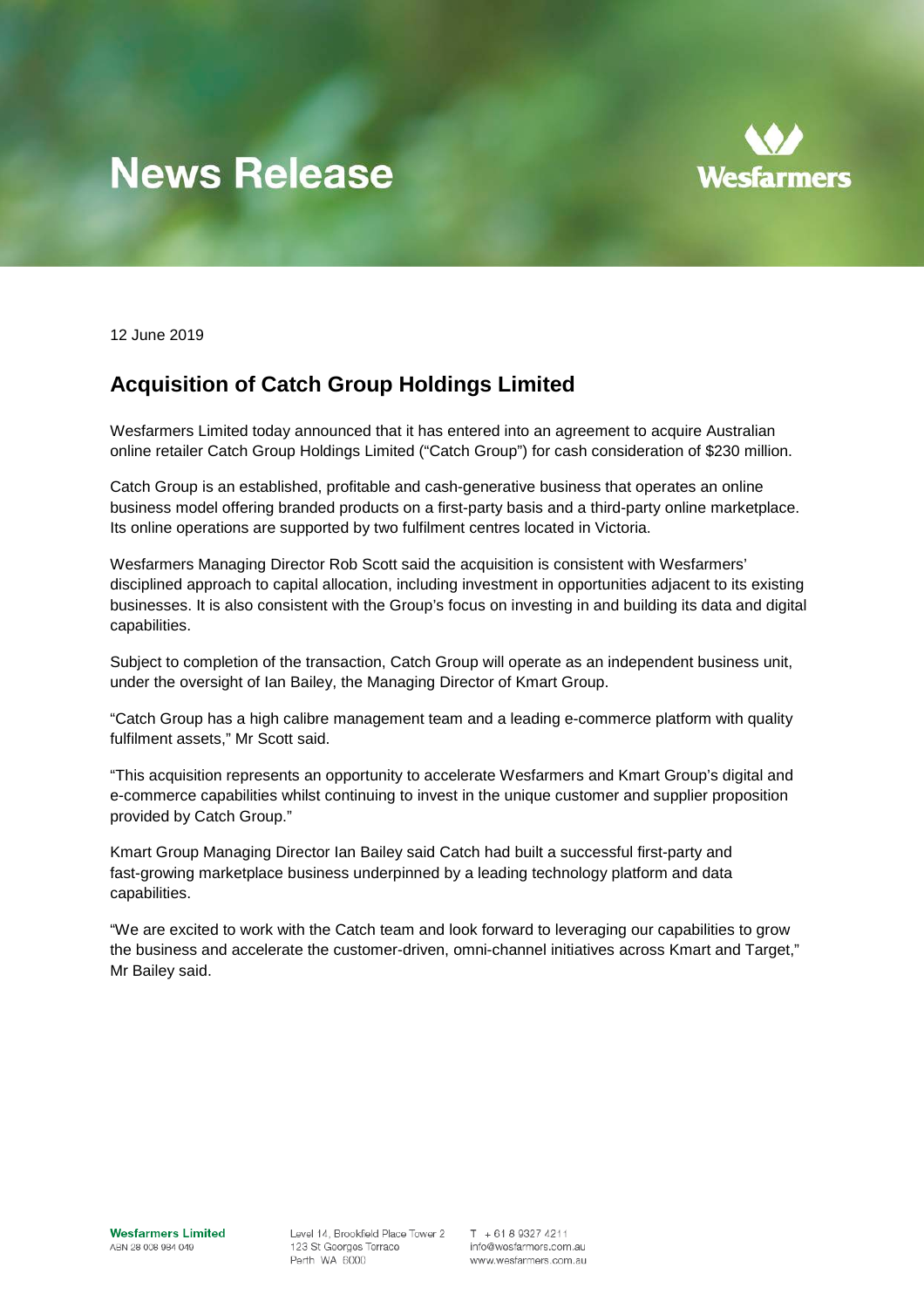# News Release

12 June 2019

## Acquisition of Catch Group Holdings Limited

Wesfarmers Limited today announced that it has entered into an agreement to acquire Australian online retailer Catch Group Holdings Limited ("Catch Group") for cash consideration of $230 million.

Catch Group is an established, profitable and cash-generative business that operates an online business model offering branded products on a first-party basis and a third-party online marketplace. Its online operations are supported by two fulfilment centres located in Victoria.

Wesfarmers Managing Director Rob Scott said the acquisition is consistent with Wesfarmers' disciplined approach to capital allocation, including investment in opportunities adjacent to its existing businesses. It is also consistent with the Group's focus on investing in and building its data and digital capabilities.

Subject to completion of the transaction, Catch Group will operate as an independent business unit, under the oversight of Ian Bailey, the Managing Director of Kmart Group.

"Catch Group has a high calibre management team and a leading e-commerce platform with quality fulfilment assets," Mr Scott said.

"This acquisition represents an opportunity to accelerate Wesfarmers and Kmart Group's digital and e-commerce capabilities whilst continuing to invest in the unique customer and supplier proposition provided by Catch Group."

Kmart Group Managing Director Ian Bailey said Catch had built a successful first-party and fast-growing marketplace business underpinned by a leading technology platform and data capabilities.

"We are excited to work with the Catch team and look forward to leveraging our capabilities to grow the business and accelerate the customer-driven, omni-channel initiatives across Kmart and Target," Mr Bailey said.

**Wesfarmers Limited**
ABN 28 008 984 049

Level 14, Brookfield Place Tower 2
123 St Georges Terrace
Perth WA 6000

T + 61 8 9327 4211
info@wesfarmers.com.au
www.wesfarmers.com.au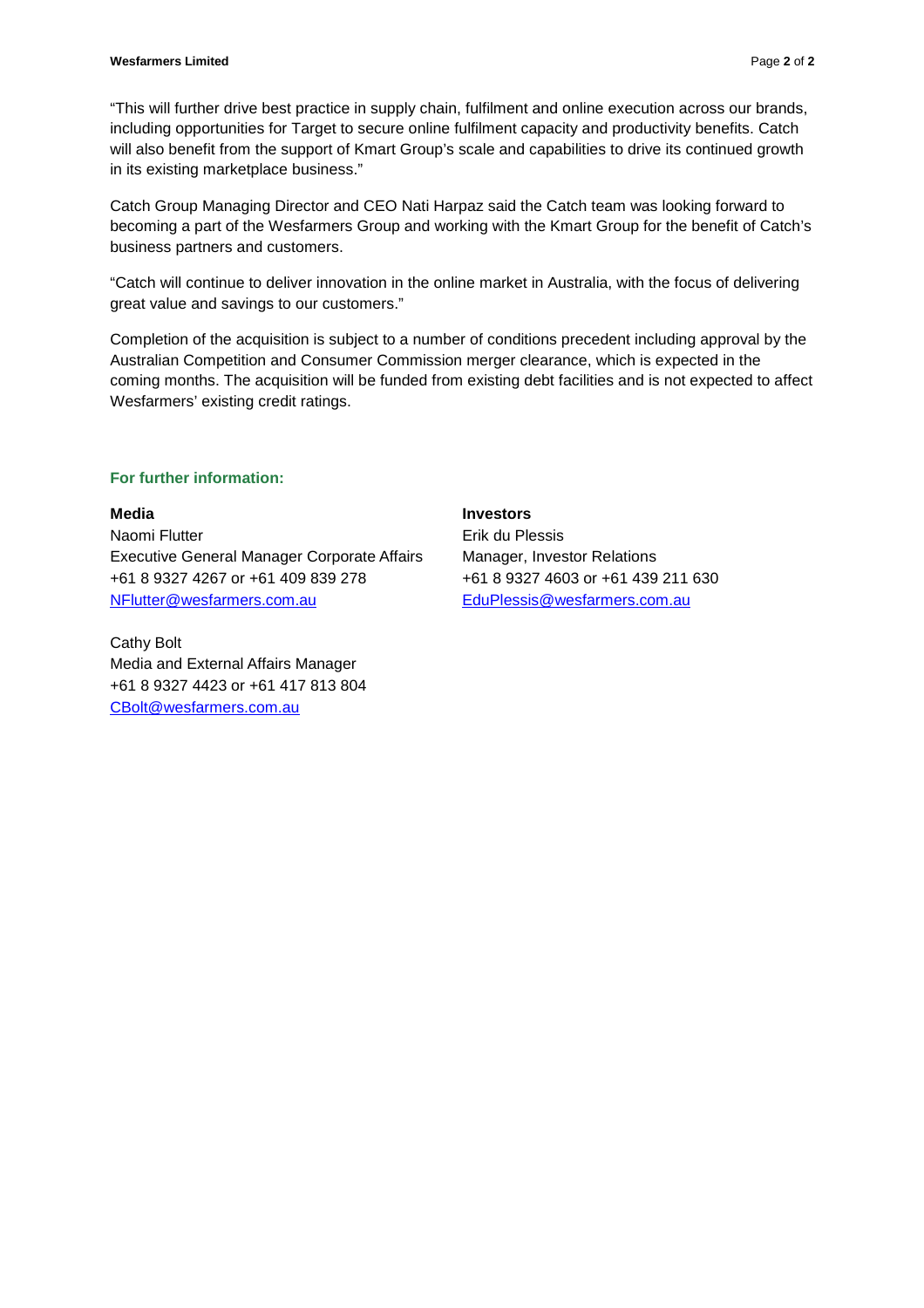"This will further drive best practice in supply chain, fulfilment and online execution across our brands, including opportunities for Target to secure online fulfilment capacity and productivity benefits. Catch will also benefit from the support of Kmart Group's scale and capabilities to drive its continued growth in its existing marketplace business."

Catch Group Managing Director and CEO Nati Harpaz said the Catch team was looking forward to becoming a part of the Wesfarmers Group and working with the Kmart Group for the benefit of Catch's business partners and customers.

"Catch will continue to deliver innovation in the online market in Australia, with the focus of delivering great value and savings to our customers."

Completion of the acquisition is subject to a number of conditions precedent including approval by the Australian Competition and Consumer Commission merger clearance, which is expected in the coming months. The acquisition will be funded from existing debt facilities and is not expected to affect Wesfarmers' existing credit ratings.

**For further information:**

**Media**
Naomi Flutter
Executive General Manager Corporate Affairs
+61 8 9327 4267 or +61 409 839 278
NFlutter@wesfarmers.com.au

Cathy Bolt
Media and External Affairs Manager
+61 8 9327 4423 or +61 417 813 804
CBolt@wesfarmers.com.au

**Investors**
Erik du Plessis
Manager, Investor Relations
+61 8 9327 4603 or +61 439 211 630
EduPlessis@wesfarmers.com.au